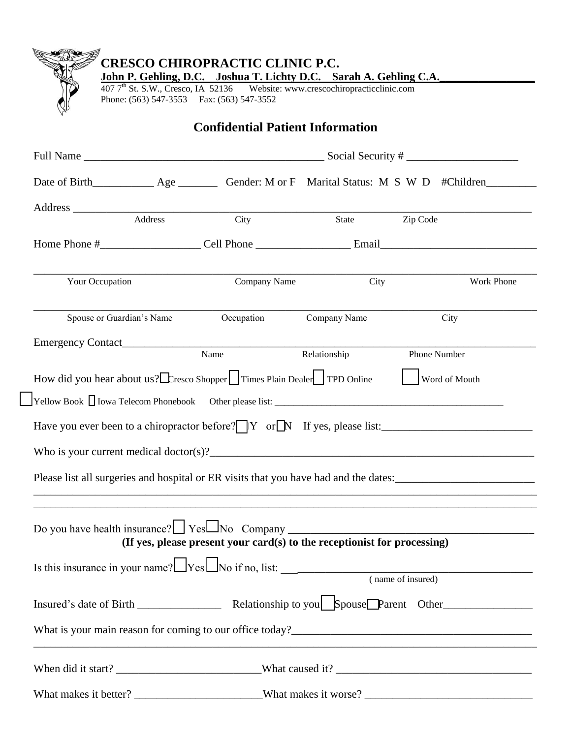# CRESCO CHIROPRACTIC CLINIC P.C.

**John P. Gehling, D.C. Joshua T. Lichty D.C. Sarah A. Gehling C.A.**

407 7th St. S.W., Cresco, IA 52136 Website: www.crescochiropracticclinic.com

Phone: (563) 547-3553 Fax: (563) 547-3552

## Confidential Patient Information

Full Name ___________________________________________ Social Security # ____________________

Date of Birth___________ Age _______ Gender: M or F Marital Status: M S W D #Children_________

Address ________________________________________________________________________________

Address City State Zip Code

Home Phone #__________________ Cell Phone _________________ Email____________________________

________________________________________________________________________________________

Your Occupation Company Name City Work Phone

________________________________________________________________________________________

Spouse or Guardian's Name Occupation Company Name City

Emergency Contact_______________________________________________________________________

Name Relationship Phone Number

How did you hear about us? ☐ Cresco Shopper ☐ Times Plain Dealer ☐ TPD Online ☐ Word of Mouth

☐ Yellow Book ☐ Iowa Telecom Phonebook Other please list: ___________________________________________________

Have you ever been to a chiropractor before? ☐ Y or ☐ N If yes, please list:___________________________

Who is your current medical doctor(s)?____________________________________________________________

Please list all surgeries and hospital or ER visits that you have had and the dates:_________________________

________________________________________________________________________________________

________________________________________________________________________________________

Do you have health insurance? ☐ Yes ☐ No Company ____________________________________________

**(If yes, please present your card(s) to the receptionist for processing)**

Is this insurance in your name? ☐ Yes ☐ No if no, list: ___________________________________________

( name of insured)

Insured's date of Birth _______________ Relationship to you ☐ Spouse ☐ Parent Other________________

What is your main reason for coming to our office today?__________________________________________

________________________________________________________________________________________

When did it start? __________________________What caused it? __________________________________

What makes it better? _______________________What makes it worse? ______________________________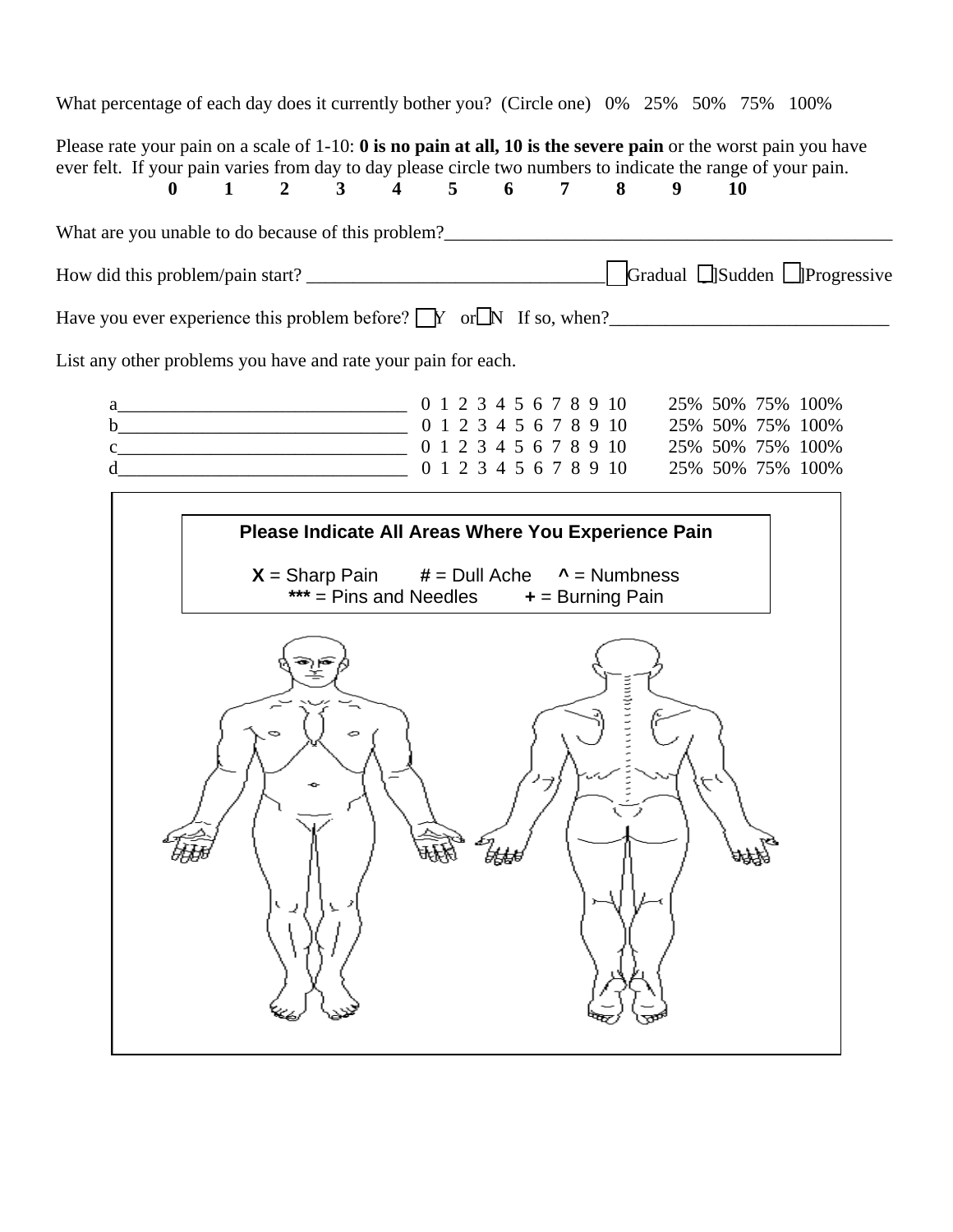What percentage of each day does it currently bother you? (Circle one) 0% 25% 50% 75% 100%

Please rate your pain on a scale of 1-10: **0 is no pain at all, 10 is the severe pain** or the worst pain you have ever felt. If your pain varies from day to day please circle two numbers to indicate the range of your pain.

**0 1 2 3 4 5 6 7 8 9 10**

What are you unable to do because of this problem?_______________________________________________

How did this problem/pain start? ________________________________ ☐ Gradual ☐ Sudden ☐ Progressive

Have you ever experience this problem before? ☐ Y or ☐ N If so, when?______________________________

List any other problems you have and rate your pain for each.

a________________________________ 0 1 2 3 4 5 6 7 8 9 10 25% 50% 75% 100%
b________________________________ 0 1 2 3 4 5 6 7 8 9 10 25% 50% 75% 100%
c________________________________ 0 1 2 3 4 5 6 7 8 9 10 25% 50% 75% 100%
d________________________________ 0 1 2 3 4 5 6 7 8 9 10 25% 50% 75% 100%

**Please Indicate All Areas Where You Experience Pain**

**X** = Sharp Pain **#** = Dull Ache **^** = Numbness
**\*\*\*** = Pins and Needles **+** = Burning Pain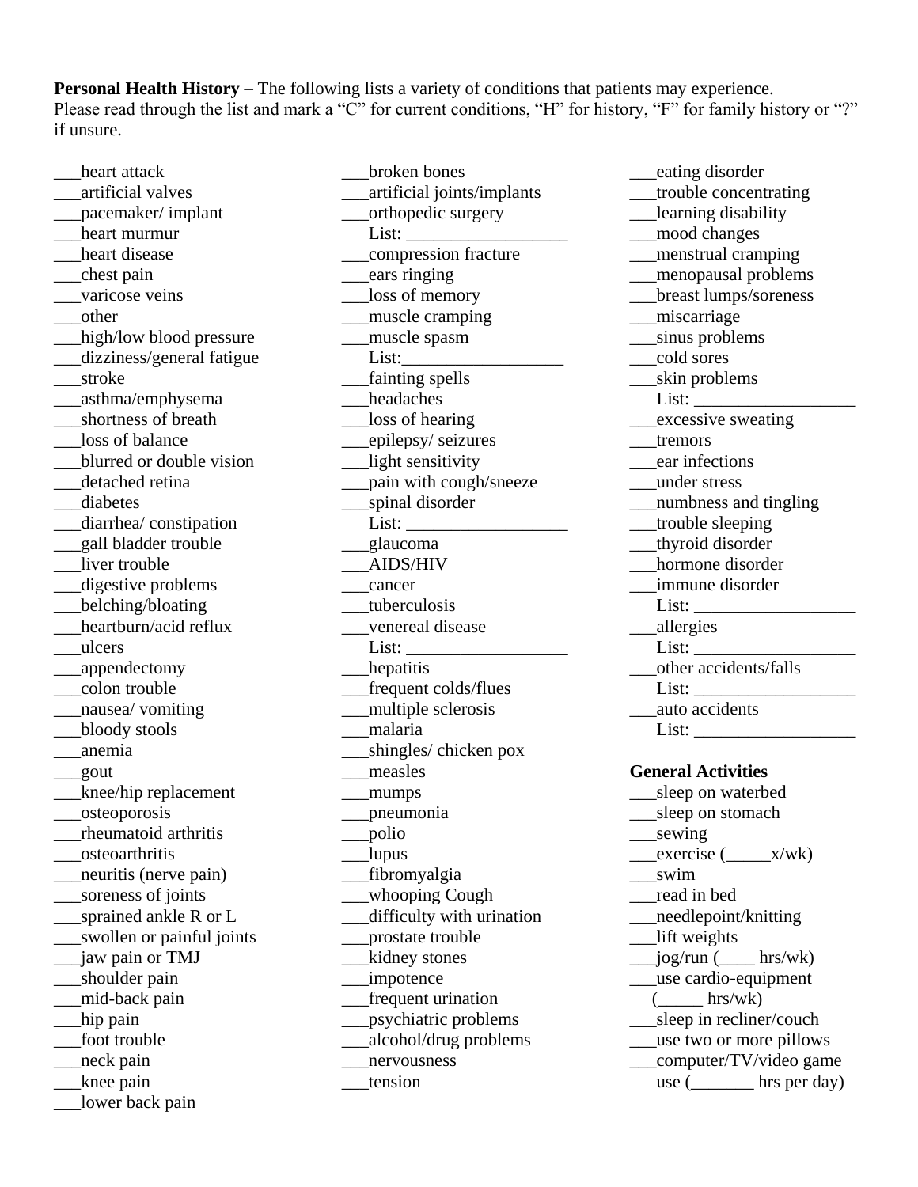**Personal Health History** – The following lists a variety of conditions that patients may experience. Please read through the list and mark a "C" for current conditions, "H" for history, "F" for family history or "?" if unsure.

___heart attack
___artificial valves
___pacemaker/ implant
___heart murmur
___heart disease
___chest pain
___varicose veins
___other
___high/low blood pressure
___dizziness/general fatigue
___stroke
___asthma/emphysema
___shortness of breath
___loss of balance
___blurred or double vision
___detached retina
___diabetes
___diarrhea/ constipation
___gall bladder trouble
___liver trouble
___digestive problems
___belching/bloating
___heartburn/acid reflux
___ulcers
___appendectomy
___colon trouble
___nausea/ vomiting
___bloody stools
___anemia
___gout
___knee/hip replacement
___osteoporosis
___rheumatoid arthritis
___osteoarthritis
___neuritis (nerve pain)
___soreness of joints
___sprained ankle R or L
___swollen or painful joints
___jaw pain or TMJ
___shoulder pain
___mid-back pain
___hip pain
___foot trouble
___neck pain
___knee pain
___lower back pain

___broken bones
___artificial joints/implants
___orthopedic surgery
List: ___________________
___compression fracture
___ears ringing
___loss of memory
___muscle cramping
___muscle spasm
List:___________________
___fainting spells
___headaches
___loss of hearing
___epilepsy/ seizures
___light sensitivity
___pain with cough/sneeze
___spinal disorder
List: ___________________
___glaucoma
___AIDS/HIV
___cancer
___tuberculosis
___venereal disease
List: ___________________
___hepatitis
___frequent colds/flues
___multiple sclerosis
___malaria
___shingles/ chicken pox
___measles
___mumps
___pneumonia
___polio
___lupus
___fibromyalgia
___whooping Cough
___difficulty with urination
___prostate trouble
___kidney stones
___impotence
___frequent urination
___psychiatric problems
___alcohol/drug problems
___nervousness
___tension

___eating disorder
___trouble concentrating
___learning disability
___mood changes
___menstrual cramping
___menopausal problems
___breast lumps/soreness
___miscarriage
___sinus problems
___cold sores
___skin problems
List: ___________________
___excessive sweating
___tremors
___ear infections
___under stress
___numbness and tingling
___trouble sleeping
___thyroid disorder
___hormone disorder
___immune disorder
List: ___________________
___allergies
List: ___________________
___other accidents/falls
List: ___________________
___auto accidents
List: ___________________

**General Activities**

___sleep on waterbed
___sleep on stomach
___sewing
___exercise (_____x/wk)
___swim
___read in bed
___needlepoint/knitting
___lift weights
___jog/run (____ hrs/wk)
___use cardio-equipment (_____ hrs/wk)
___sleep in recliner/couch
___use two or more pillows
___computer/TV/video game use (_______ hrs per day)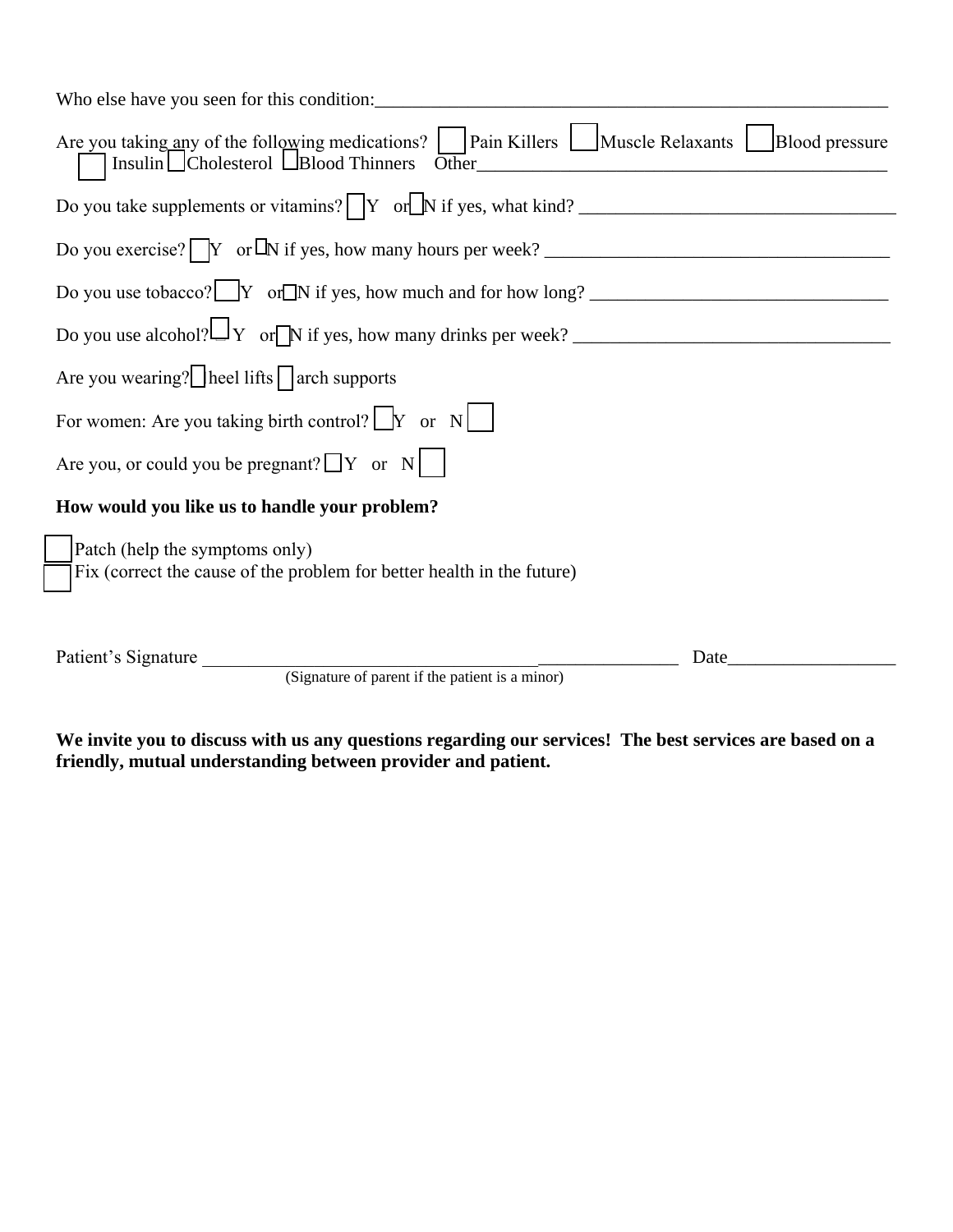Who else have you seen for this condition:_______________________________________________________

Are you taking any of the following medications? ☐ Pain Killers ☐ Muscle Relaxants ☐ Blood pressure ☐ Insulin ☐ Cholesterol ☐ Blood Thinners Other___________________________________________

Do you take supplements or vitamins? ☐ Y or ☐ N if yes, what kind? _______________________________

Do you exercise? ☐ Y or ☐ N if yes, how many hours per week? __________________________________

Do you use tobacco? ☐ Y or ☐ N if yes, how much and for how long? ______________________________

Do you use alcohol? ☐ Y or ☐ N if yes, how many drinks per week? ________________________________

Are you wearing? ☐ heel lifts ☐ arch supports

For women: Are you taking birth control? ☐ Y or N ☐

Are you, or could you be pregnant? ☐ Y or N ☐

**How would you like us to handle your problem?**

☐ Patch (help the symptoms only)
☐ Fix (correct the cause of the problem for better health in the future)

Patient's Signature ______________________________________________________ Date__________________
(Signature of parent if the patient is a minor)

**We invite you to discuss with us any questions regarding our services! The best services are based on a friendly, mutual understanding between provider and patient.**